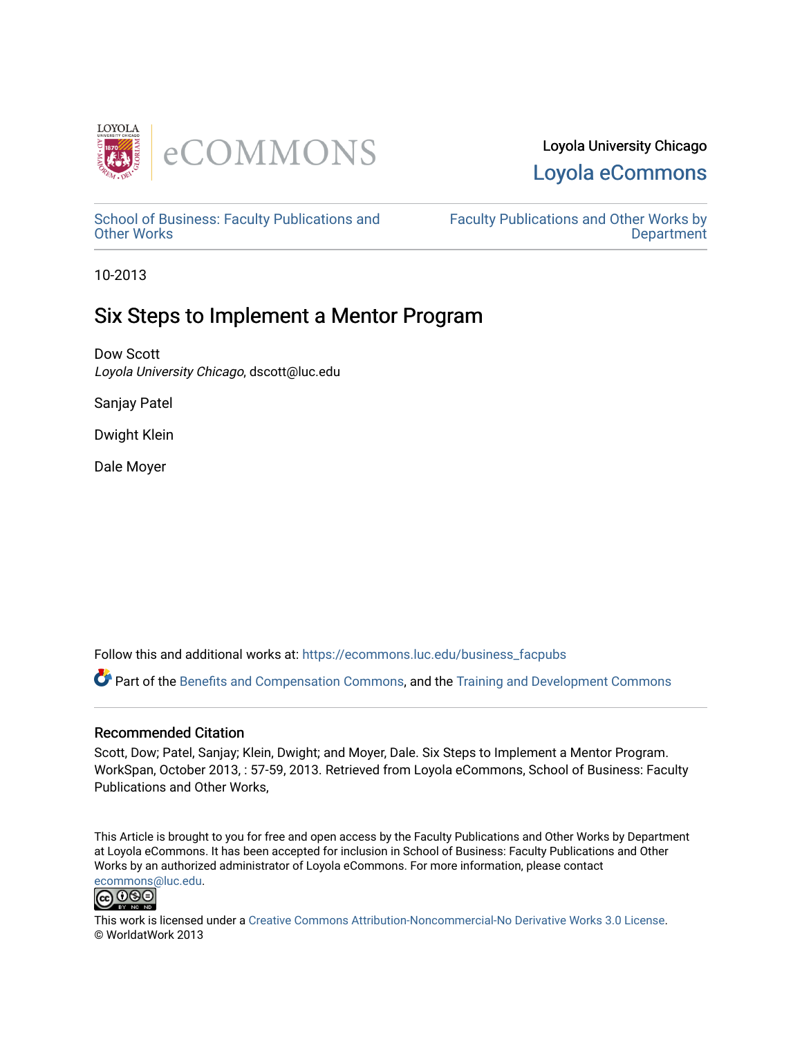Loyola University Chicago

Loyola eCommons

School of Business: Faculty Publications and Other Works

Faculty Publications and Other Works by Department

10-2013

# Six Steps to Implement a Mentor Program

Dow Scott
*Loyola University Chicago*, dscott@luc.edu

Sanjay Patel

Dwight Klein

Dale Moyer

Follow this and additional works at: https://ecommons.luc.edu/business_facpubs

Part of the Benefits and Compensation Commons, and the Training and Development Commons

## Recommended Citation

Scott, Dow; Patel, Sanjay; Klein, Dwight; and Moyer, Dale. Six Steps to Implement a Mentor Program. WorkSpan, October 2013, : 57-59, 2013. Retrieved from Loyola eCommons, School of Business: Faculty Publications and Other Works,

This Article is brought to you for free and open access by the Faculty Publications and Other Works by Department at Loyola eCommons. It has been accepted for inclusion in School of Business: Faculty Publications and Other Works by an authorized administrator of Loyola eCommons. For more information, please contact ecommons@luc.edu.

This work is licensed under a Creative Commons Attribution-Noncommercial-No Derivative Works 3.0 License.
© WorldatWork 2013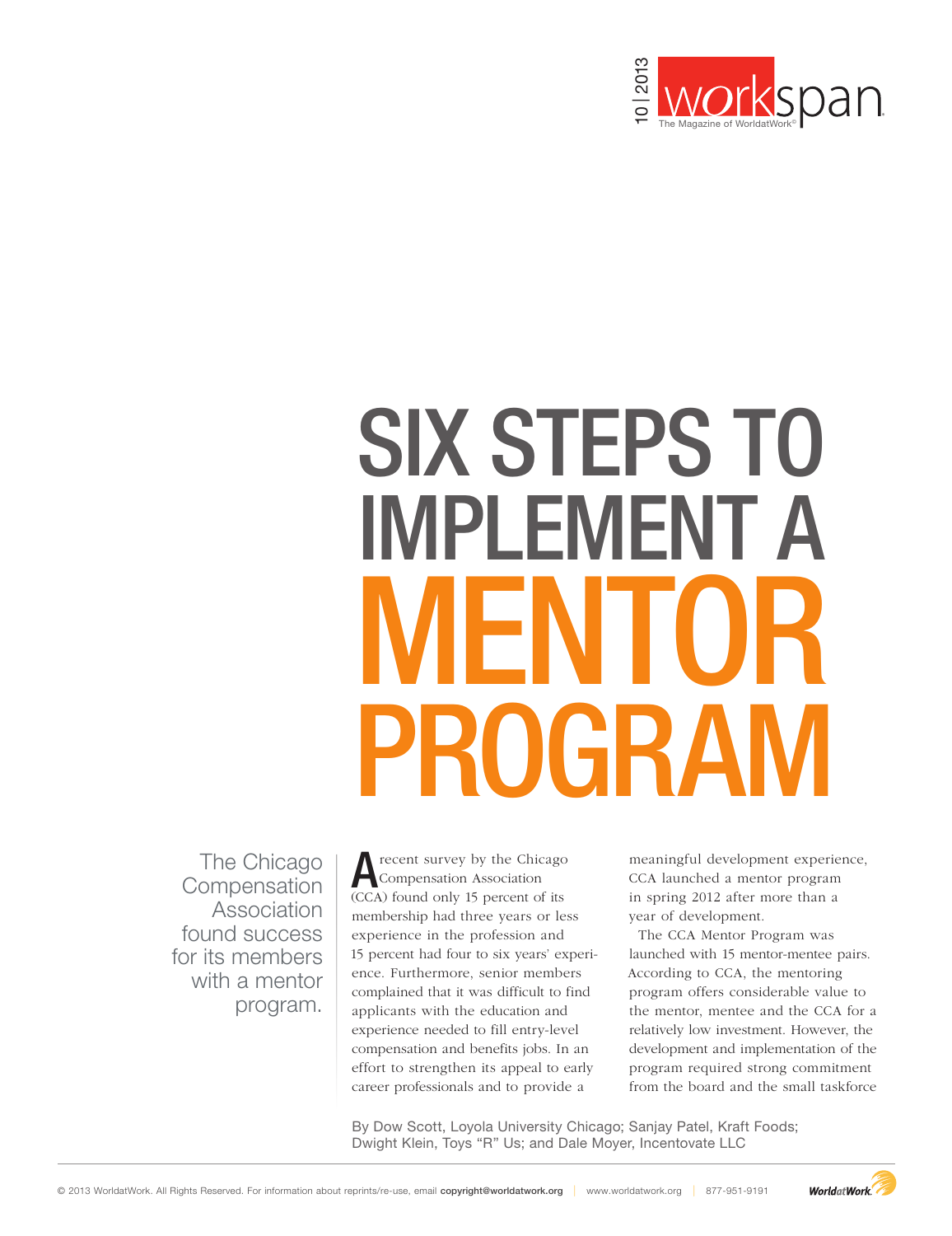# SIX STEPS TO IMPLEMENT A MENTOR PROGRAM

The Chicago Compensation Association found success for its members with a mentor program.

A recent survey by the Chicago Compensation Association (CCA) found only 15 percent of its membership had three years or less experience in the profession and 15 percent had four to six years' experience. Furthermore, senior members complained that it was difficult to find applicants with the education and experience needed to fill entry-level compensation and benefits jobs. In an effort to strengthen its appeal to early career professionals and to provide a meaningful development experience, CCA launched a mentor program in spring 2012 after more than a year of development.

The CCA Mentor Program was launched with 15 mentor-mentee pairs. According to CCA, the mentoring program offers considerable value to the mentor, mentee and the CCA for a relatively low investment. However, the development and implementation of the program required strong commitment from the board and the small taskforce

By Dow Scott, Loyola University Chicago; Sanjay Patel, Kraft Foods; Dwight Klein, Toys "R" Us; and Dale Moyer, Incentovate LLC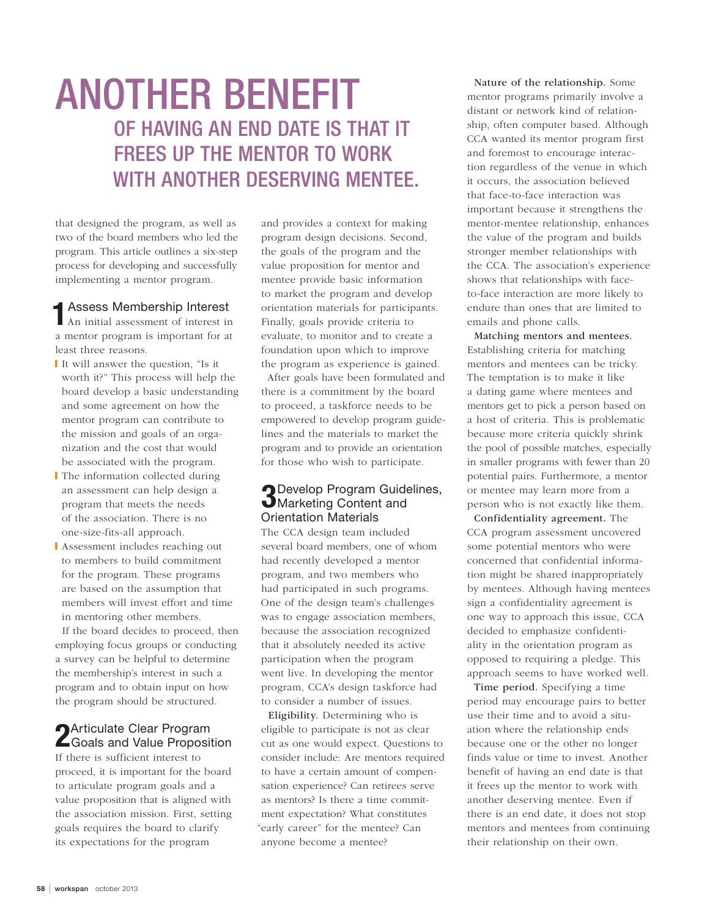# ANOTHER BENEFIT OF HAVING AN END DATE IS THAT IT FREES UP THE MENTOR TO WORK WITH ANOTHER DESERVING MENTEE.

that designed the program, as well as two of the board members who led the program. This article outlines a six-step process for developing and successfully implementing a mentor program.

## 1 Assess Membership Interest

An initial assessment of interest in a mentor program is important for at least three reasons.

- It will answer the question, "Is it worth it?" This process will help the board develop a basic understanding and some agreement on how the mentor program can contribute to the mission and goals of an organization and the cost that would be associated with the program.
- The information collected during an assessment can help design a program that meets the needs of the association. There is no one-size-fits-all approach.
- Assessment includes reaching out to members to build commitment for the program. These programs are based on the assumption that members will invest effort and time in mentoring other members.

If the board decides to proceed, then employing focus groups or conducting a survey can be helpful to determine the membership's interest in such a program and to obtain input on how the program should be structured.

## 2 Articulate Clear Program Goals and Value Proposition

If there is sufficient interest to proceed, it is important for the board to articulate program goals and a value proposition that is aligned with the association mission. First, setting goals requires the board to clarify its expectations for the program and provides a context for making program design decisions. Second, the goals of the program and the value proposition for mentor and mentee provide basic information to market the program and develop orientation materials for participants. Finally, goals provide criteria to evaluate, to monitor and to create a foundation upon which to improve the program as experience is gained.

After goals have been formulated and there is a commitment by the board to proceed, a taskforce needs to be empowered to develop program guidelines and the materials to market the program and to provide an orientation for those who wish to participate.

## 3 Develop Program Guidelines, Marketing Content and Orientation Materials

The CCA design team included several board members, one of whom had recently developed a mentor program, and two members who had participated in such programs. One of the design team's challenges was to engage association members, because the association recognized that it absolutely needed its active participation when the program went live. In developing the mentor program, CCA's design taskforce had to consider a number of issues.

**Eligibility.** Determining who is eligible to participate is not as clear cut as one would expect. Questions to consider include: Are mentors required to have a certain amount of compensation experience? Can retirees serve as mentors? Is there a time commitment expectation? What constitutes "early career" for the mentee? Can anyone become a mentee?

**Nature of the relationship.** Some mentor programs primarily involve a distant or network kind of relationship, often computer based. Although CCA wanted its mentor program first and foremost to encourage interaction regardless of the venue in which it occurs, the association believed that face-to-face interaction was important because it strengthens the mentor-mentee relationship, enhances the value of the program and builds stronger member relationships with the CCA. The association's experience shows that relationships with face-to-face interaction are more likely to endure than ones that are limited to emails and phone calls.

**Matching mentors and mentees.** Establishing criteria for matching mentors and mentees can be tricky. The temptation is to make it like a dating game where mentees and mentors get to pick a person based on a host of criteria. This is problematic because more criteria quickly shrink the pool of possible matches, especially in smaller programs with fewer than 20 potential pairs. Furthermore, a mentor or mentee may learn more from a person who is not exactly like them.

**Confidentiality agreement.** The CCA program assessment uncovered some potential mentors who were concerned that confidential information might be shared inappropriately by mentees. Although having mentees sign a confidentiality agreement is one way to approach this issue, CCA decided to emphasize confidentiality in the orientation program as opposed to requiring a pledge. This approach seems to have worked well.

**Time period.** Specifying a time period may encourage pairs to better use their time and to avoid a situation where the relationship ends because one or the other no longer finds value or time to invest. Another benefit of having an end date is that it frees up the mentor to work with another deserving mentee. Even if there is an end date, it does not stop mentors and mentees from continuing their relationship on their own.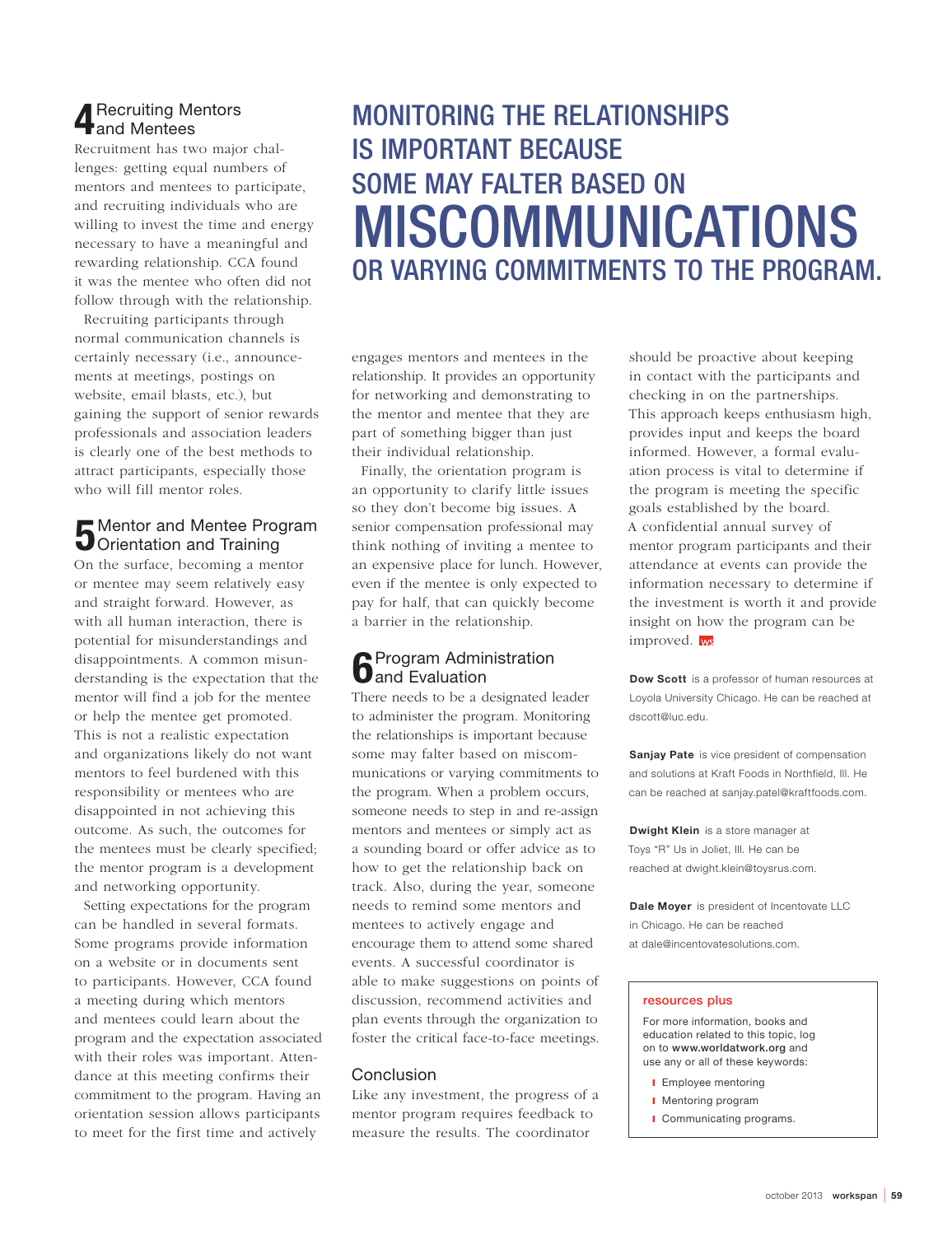## 4 Recruiting Mentors and Mentees

Recruitment has two major challenges: getting equal numbers of mentors and mentees to participate, and recruiting individuals who are willing to invest the time and energy necessary to have a meaningful and rewarding relationship. CCA found it was the mentee who often did not follow through with the relationship.

Recruiting participants through normal communication channels is certainly necessary (i.e., announcements at meetings, postings on website, email blasts, etc.), but gaining the support of senior rewards professionals and association leaders is clearly one of the best methods to attract participants, especially those who will fill mentor roles.

## 5 Mentor and Mentee Program Orientation and Training

On the surface, becoming a mentor or mentee may seem relatively easy and straight forward. However, as with all human interaction, there is potential for misunderstandings and disappointments. A common misunderstanding is the expectation that the mentor will find a job for the mentee or help the mentee get promoted. This is not a realistic expectation and organizations likely do not want mentors to feel burdened with this responsibility or mentees who are disappointed in not achieving this outcome. As such, the outcomes for the mentees must be clearly specified; the mentor program is a development and networking opportunity.

Setting expectations for the program can be handled in several formats. Some programs provide information on a website or in documents sent to participants. However, CCA found a meeting during which mentors and mentees could learn about the program and the expectation associated with their roles was important. Attendance at this meeting confirms their commitment to the program. Having an orientation session allows participants to meet for the first time and actively engages mentors and mentees in the relationship. It provides an opportunity for networking and demonstrating to the mentor and mentee that they are part of something bigger than just their individual relationship.

Finally, the orientation program is an opportunity to clarify little issues so they don't become big issues. A senior compensation professional may think nothing of inviting a mentee to an expensive place for lunch. However, even if the mentee is only expected to pay for half, that can quickly become a barrier in the relationship.

**MONITORING THE RELATIONSHIPS IS IMPORTANT BECAUSE SOME MAY FALTER BASED ON MISCOMMUNICATIONS OR VARYING COMMITMENTS TO THE PROGRAM.**

## 6 Program Administration and Evaluation

There needs to be a designated leader to administer the program. Monitoring the relationships is important because some may falter based on miscommunications or varying commitments to the program. When a problem occurs, someone needs to step in and re-assign mentors and mentees or simply act as a sounding board or offer advice as to how to get the relationship back on track. Also, during the year, someone needs to remind some mentors and mentees to actively engage and encourage them to attend some shared events. A successful coordinator is able to make suggestions on points of discussion, recommend activities and plan events through the organization to foster the critical face-to-face meetings.

## Conclusion

Like any investment, the progress of a mentor program requires feedback to measure the results. The coordinator should be proactive about keeping in contact with the participants and checking in on the partnerships. This approach keeps enthusiasm high, provides input and keeps the board informed. However, a formal evaluation process is vital to determine if the program is meeting the specific goals established by the board. A confidential annual survey of mentor program participants and their attendance at events can provide the information necessary to determine if the investment is worth it and provide insight on how the program can be improved. ws

**Dow Scott** is a professor of human resources at Loyola University Chicago. He can be reached at dscott@luc.edu.

**Sanjay Pate** is vice president of compensation and solutions at Kraft Foods in Northfield, Ill. He can be reached at sanjay.patel@kraftfoods.com.

**Dwight Klein** is a store manager at Toys "R" Us in Joliet, Ill. He can be reached at dwight.klein@toysrus.com.

**Dale Moyer** is president of Incentovate LLC in Chicago. He can be reached at dale@incentovatesolutions.com.

**resources plus**

For more information, books and education related to this topic, log on to **www.worldatwork.org** and use any or all of these keywords:

- Employee mentoring
- Mentoring program
- Communicating programs.